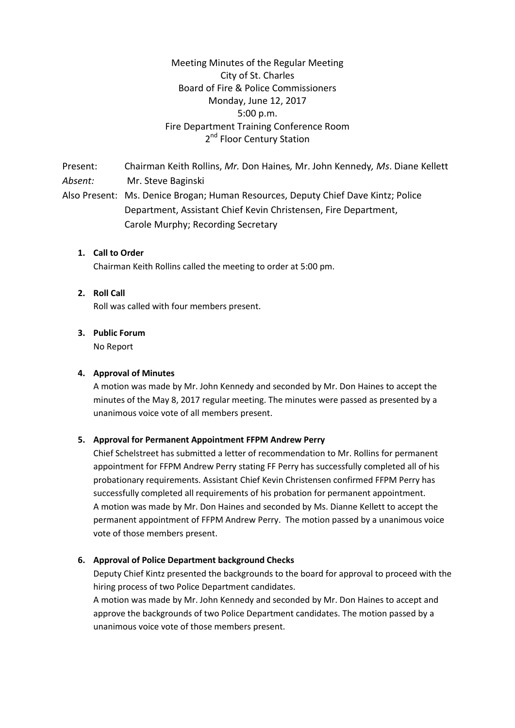Meeting Minutes of the Regular Meeting
City of St. Charles
Board of Fire & Police Commissioners
Monday, June 12, 2017
5:00 p.m.
Fire Department Training Conference Room
2nd Floor Century Station

Present: Chairman Keith Rollins, *Mr.* Don Haines*,* Mr. John Kennedy*, Ms*. Diane Kellett
*Absent:* Mr. Steve Baginski
Also Present: Ms. Denice Brogan; Human Resources, Deputy Chief Dave Kintz; Police Department, Assistant Chief Kevin Christensen, Fire Department, Carole Murphy; Recording Secretary

1. **Call to Order**
   Chairman Keith Rollins called the meeting to order at 5:00 pm.

2. **Roll Call**
   Roll was called with four members present.

3. **Public Forum**
   No Report

4. **Approval of Minutes**
   A motion was made by Mr. John Kennedy and seconded by Mr. Don Haines to accept the minutes of the May 8, 2017 regular meeting. The minutes were passed as presented by a unanimous voice vote of all members present.

5. **Approval for Permanent Appointment FFPM Andrew Perry**
   Chief Schelstreet has submitted a letter of recommendation to Mr. Rollins for permanent appointment for FFPM Andrew Perry stating FF Perry has successfully completed all of his probationary requirements. Assistant Chief Kevin Christensen confirmed FFPM Perry has successfully completed all requirements of his probation for permanent appointment.
   A motion was made by Mr. Don Haines and seconded by Ms. Dianne Kellett to accept the permanent appointment of FFPM Andrew Perry. The motion passed by a unanimous voice vote of those members present.

6. **Approval of Police Department background Checks**
   Deputy Chief Kintz presented the backgrounds to the board for approval to proceed with the hiring process of two Police Department candidates.
   A motion was made by Mr. John Kennedy and seconded by Mr. Don Haines to accept and approve the backgrounds of two Police Department candidates. The motion passed by a unanimous voice vote of those members present.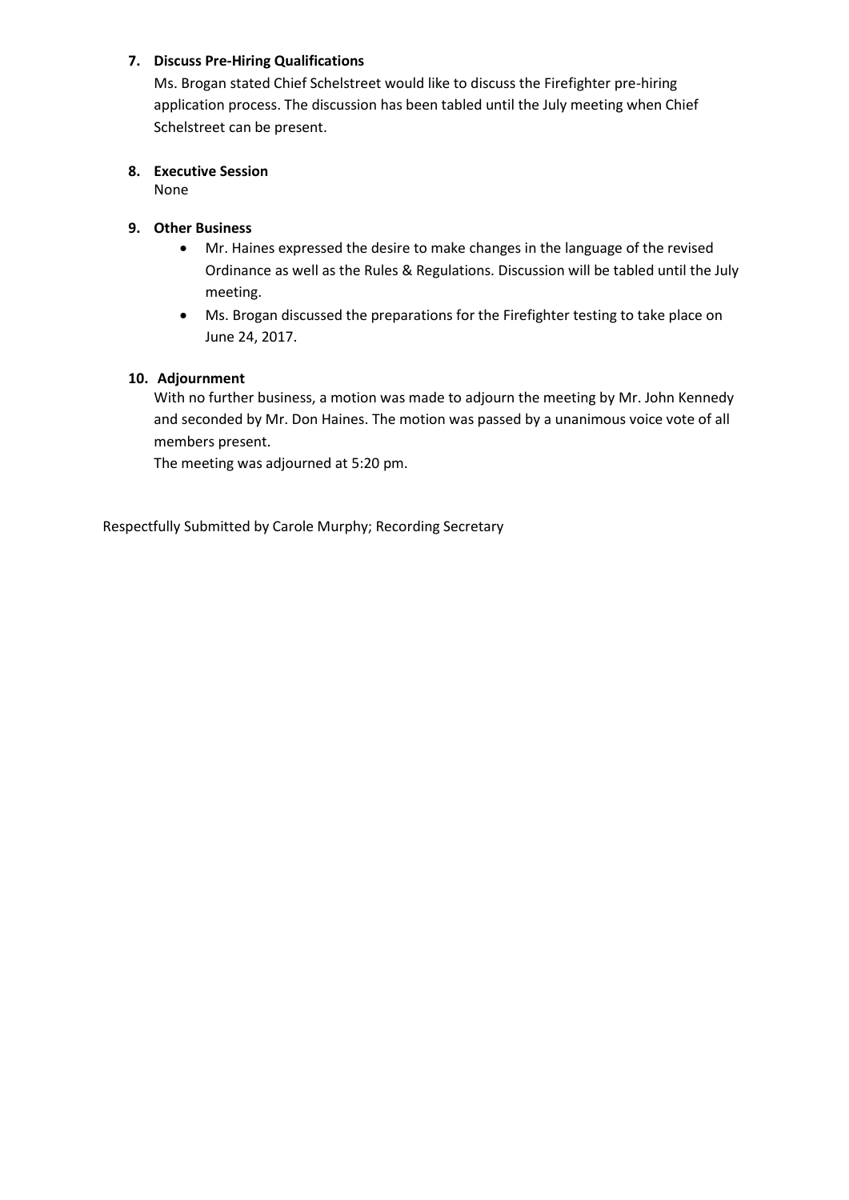7. **Discuss Pre-Hiring Qualifications**

   Ms. Brogan stated Chief Schelstreet would like to discuss the Firefighter pre-hiring application process. The discussion has been tabled until the July meeting when Chief Schelstreet can be present.

8. **Executive Session**

   None

9. **Other Business**

   - Mr. Haines expressed the desire to make changes in the language of the revised Ordinance as well as the Rules & Regulations. Discussion will be tabled until the July meeting.
   - Ms. Brogan discussed the preparations for the Firefighter testing to take place on June 24, 2017.

10. **Adjournment**

    With no further business, a motion was made to adjourn the meeting by Mr. John Kennedy and seconded by Mr. Don Haines. The motion was passed by a unanimous voice vote of all members present.

    The meeting was adjourned at 5:20 pm.

Respectfully Submitted by Carole Murphy; Recording Secretary